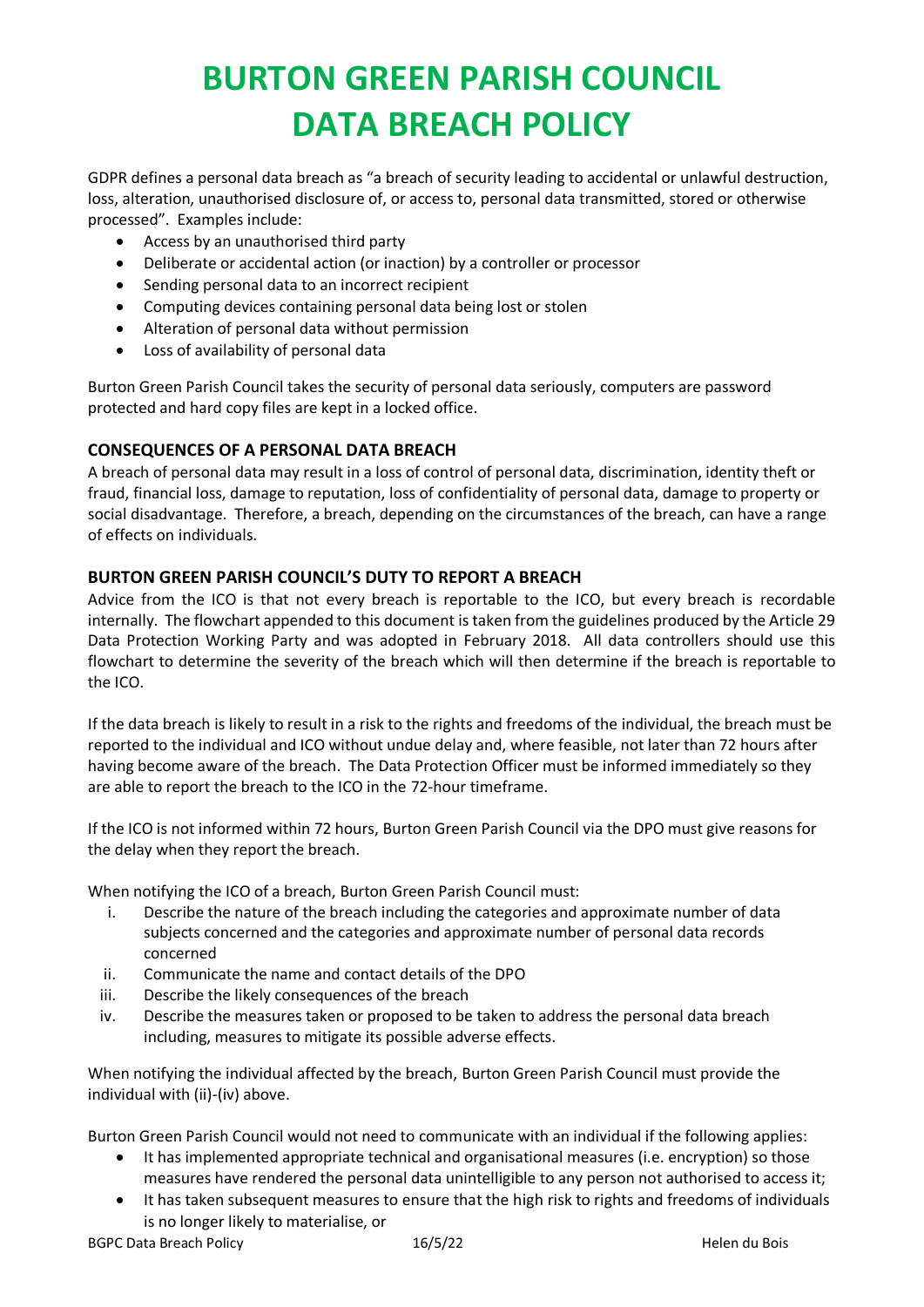# BURTON GREEN PARISH COUNCIL DATA BREACH POLICY

GDPR defines a personal data breach as "a breach of security leading to accidental or unlawful destruction, loss, alteration, unauthorised disclosure of, or access to, personal data transmitted, stored or otherwise processed". Examples include:

- Access by an unauthorised third party
- Deliberate or accidental action (or inaction) by a controller or processor
- Sending personal data to an incorrect recipient
- Computing devices containing personal data being lost or stolen
- Alteration of personal data without permission
- Loss of availability of personal data

Burton Green Parish Council takes the security of personal data seriously, computers are password protected and hard copy files are kept in a locked office.

### CONSEQUENCES OF A PERSONAL DATA BREACH

A breach of personal data may result in a loss of control of personal data, discrimination, identity theft or fraud, financial loss, damage to reputation, loss of confidentiality of personal data, damage to property or social disadvantage. Therefore, a breach, depending on the circumstances of the breach, can have a range of effects on individuals.

### BURTON GREEN PARISH COUNCIL'S DUTY TO REPORT A BREACH

Advice from the ICO is that not every breach is reportable to the ICO, but every breach is recordable internally. The flowchart appended to this document is taken from the guidelines produced by the Article 29 Data Protection Working Party and was adopted in February 2018. All data controllers should use this flowchart to determine the severity of the breach which will then determine if the breach is reportable to the ICO.

If the data breach is likely to result in a risk to the rights and freedoms of the individual, the breach must be reported to the individual and ICO without undue delay and, where feasible, not later than 72 hours after having become aware of the breach. The Data Protection Officer must be informed immediately so they are able to report the breach to the ICO in the 72-hour timeframe.

If the ICO is not informed within 72 hours, Burton Green Parish Council via the DPO must give reasons for the delay when they report the breach.

When notifying the ICO of a breach, Burton Green Parish Council must:

i. Describe the nature of the breach including the categories and approximate number of data subjects concerned and the categories and approximate number of personal data records concerned
ii. Communicate the name and contact details of the DPO
iii. Describe the likely consequences of the breach
iv. Describe the measures taken or proposed to be taken to address the personal data breach including, measures to mitigate its possible adverse effects.

When notifying the individual affected by the breach, Burton Green Parish Council must provide the individual with (ii)-(iv) above.

Burton Green Parish Council would not need to communicate with an individual if the following applies:

- It has implemented appropriate technical and organisational measures (i.e. encryption) so those measures have rendered the personal data unintelligible to any person not authorised to access it;
- It has taken subsequent measures to ensure that the high risk to rights and freedoms of individuals is no longer likely to materialise, or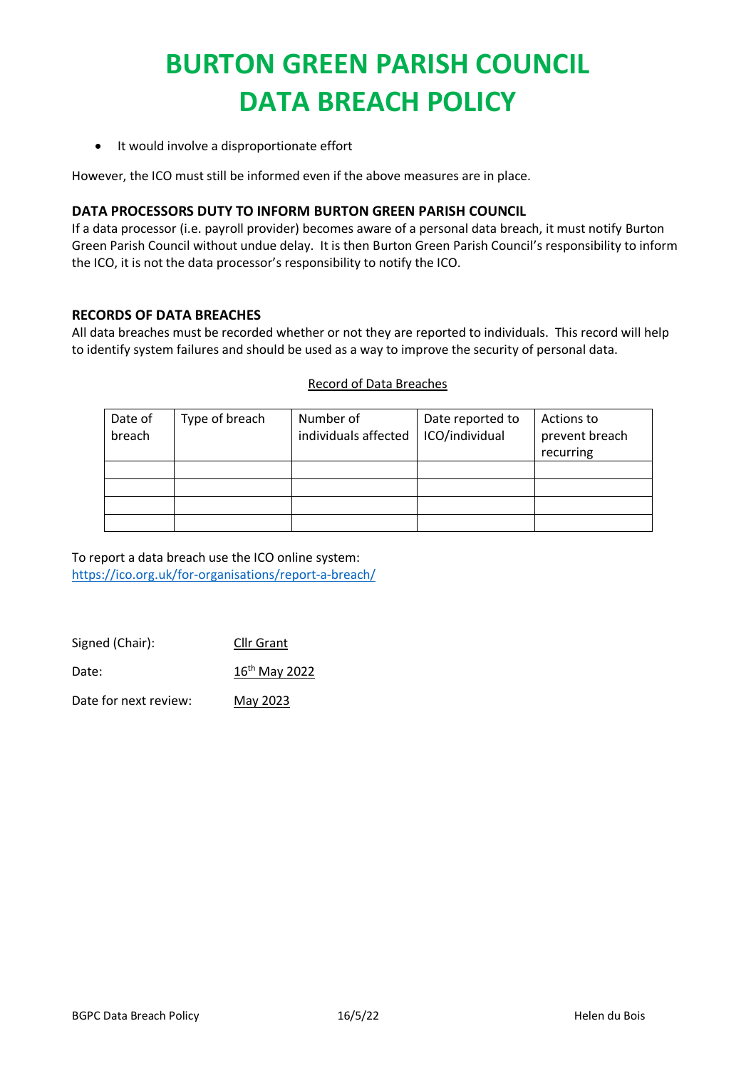# BURTON GREEN PARISH COUNCIL
# DATA BREACH POLICY

- It would involve a disproportionate effort

However, the ICO must still be informed even if the above measures are in place.

### DATA PROCESSORS DUTY TO INFORM BURTON GREEN PARISH COUNCIL

If a data processor (i.e. payroll provider) becomes aware of a personal data breach, it must notify Burton Green Parish Council without undue delay. It is then Burton Green Parish Council's responsibility to inform the ICO, it is not the data processor's responsibility to notify the ICO.

### RECORDS OF DATA BREACHES

All data breaches must be recorded whether or not they are reported to individuals. This record will help to identify system failures and should be used as a way to improve the security of personal data.

Record of Data Breaches

| Date of breach | Type of breach | Number of individuals affected | Date reported to ICO/individual | Actions to prevent breach recurring |
|---|---|---|---|---|
| | | | | |
| | | | | |
| | | | | |
| | | | | |

To report a data breach use the ICO online system:
https://ico.org.uk/for-organisations/report-a-breach/

Signed (Chair): Cllr Grant

Date: 16th May 2022

Date for next review: May 2023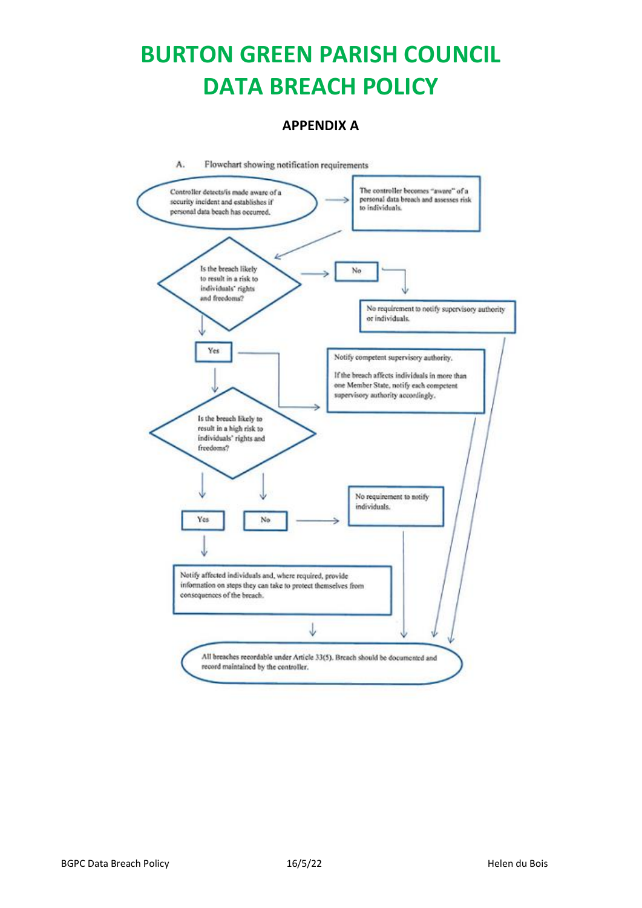# BURTON GREEN PARISH COUNCIL
# DATA BREACH POLICY

**APPENDIX A**

A. Flowchart showing notification requirements

Controller detects/is made aware of a security incident and establishes if personal data beach has occurred.

The controller becomes "aware" of a personal data breach and assesses risk to individuals.

Is the breach likely to result in a risk to individuals' rights and freedoms?

No

No requirement to notify supervisory authority or individuals.

Yes

Notify competent supervisory authority.

If the breach affects individuals in more than one Member State, notify each competent supervisory authority accordingly.

Is the breach likely to result in a high risk to individuals' rights and freedoms?

Yes

No

No requirement to notify individuals.

Notify affected individuals and, where required, provide information on steps they can take to protect themselves from consequences of the breach.

All breaches recordable under Article 33(5). Breach should be documented and record maintained by the controller.